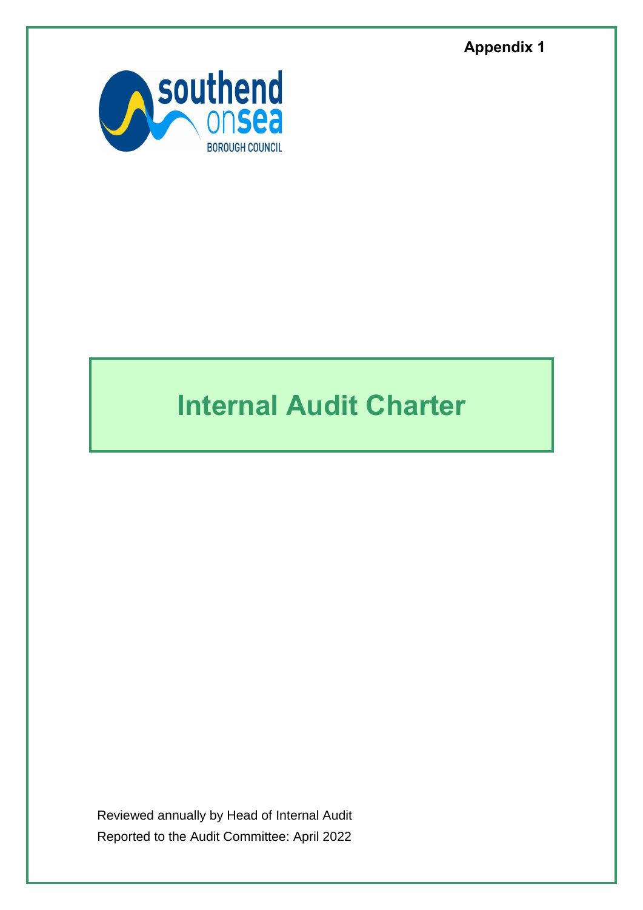**Appendix 1**

southend on sea BOROUGH COUNCIL

# Internal Audit Charter

Reviewed annually by Head of Internal Audit

Reported to the Audit Committee: April 2022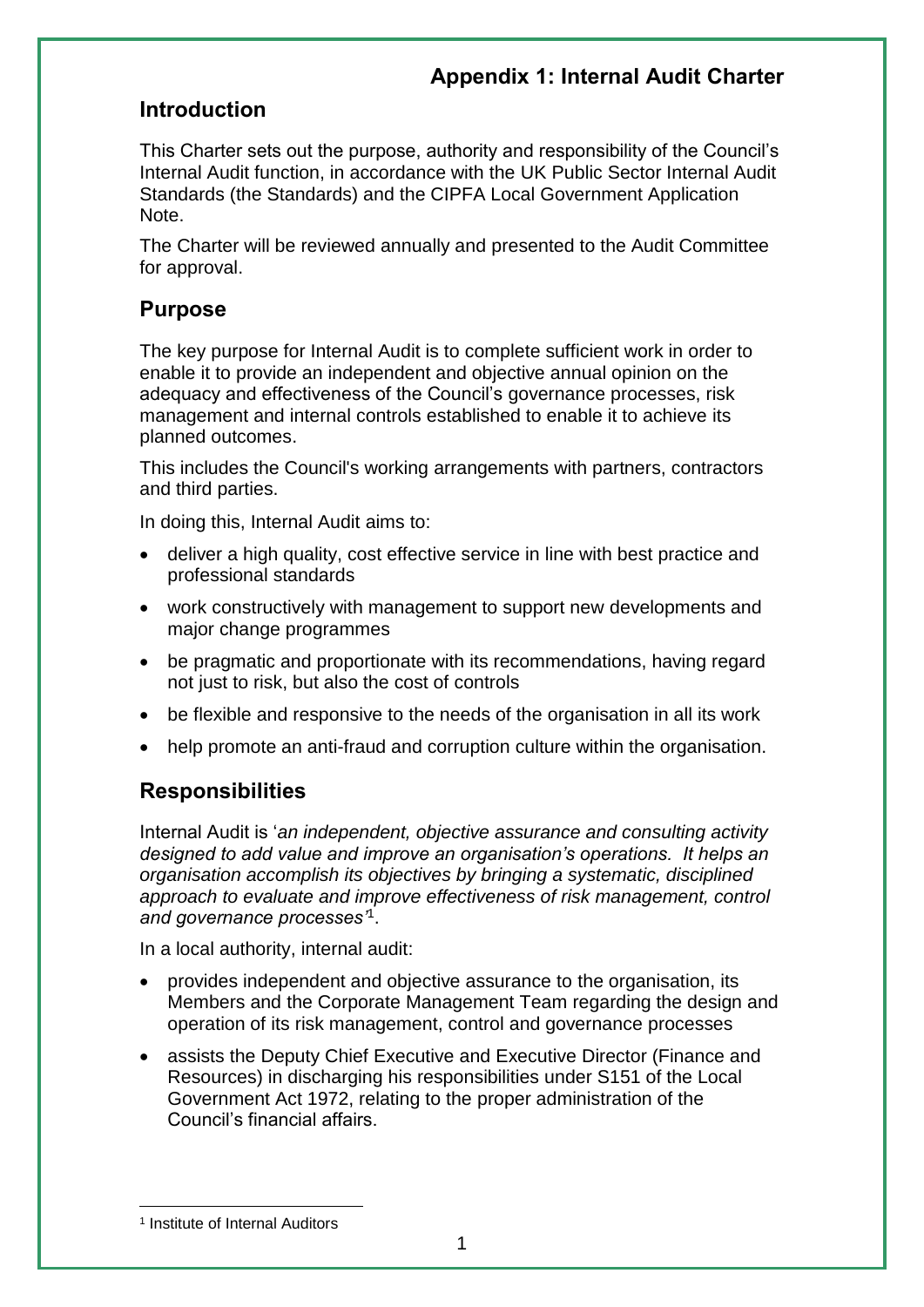# Appendix 1: Internal Audit Charter

## Introduction

This Charter sets out the purpose, authority and responsibility of the Council's Internal Audit function, in accordance with the UK Public Sector Internal Audit Standards (the Standards) and the CIPFA Local Government Application Note.

The Charter will be reviewed annually and presented to the Audit Committee for approval.

## Purpose

The key purpose for Internal Audit is to complete sufficient work in order to enable it to provide an independent and objective annual opinion on the adequacy and effectiveness of the Council's governance processes, risk management and internal controls established to enable it to achieve its planned outcomes.

This includes the Council's working arrangements with partners, contractors and third parties.

In doing this, Internal Audit aims to:

- deliver a high quality, cost effective service in line with best practice and professional standards
- work constructively with management to support new developments and major change programmes
- be pragmatic and proportionate with its recommendations, having regard not just to risk, but also the cost of controls
- be flexible and responsive to the needs of the organisation in all its work
- help promote an anti-fraud and corruption culture within the organisation.

## Responsibilities

Internal Audit is '*an independent, objective assurance and consulting activity designed to add value and improve an organisation's operations. It helps an organisation accomplish its objectives by bringing a systematic, disciplined approach to evaluate and improve effectiveness of risk management, control and governance processes'*[1].

In a local authority, internal audit:

- provides independent and objective assurance to the organisation, its Members and the Corporate Management Team regarding the design and operation of its risk management, control and governance processes
- assists the Deputy Chief Executive and Executive Director (Finance and Resources) in discharging his responsibilities under S151 of the Local Government Act 1972, relating to the proper administration of the Council's financial affairs.

[1] Institute of Internal Auditors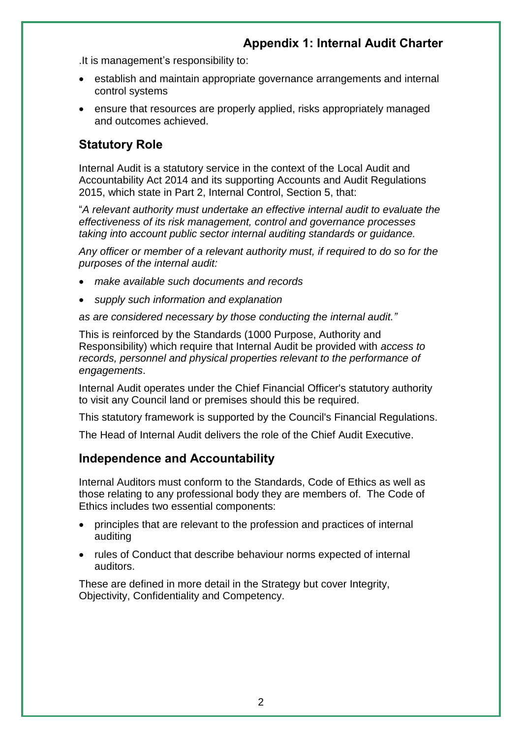.It is management's responsibility to:

- establish and maintain appropriate governance arrangements and internal control systems
- ensure that resources are properly applied, risks appropriately managed and outcomes achieved.

## Statutory Role

Internal Audit is a statutory service in the context of the Local Audit and Accountability Act 2014 and its supporting Accounts and Audit Regulations 2015, which state in Part 2, Internal Control, Section 5, that:

"*A relevant authority must undertake an effective internal audit to evaluate the effectiveness of its risk management, control and governance processes taking into account public sector internal auditing standards or guidance.*

*Any officer or member of a relevant authority must, if required to do so for the purposes of the internal audit:*

- *make available such documents and records*
- *supply such information and explanation*

*as are considered necessary by those conducting the internal audit."*

This is reinforced by the Standards (1000 Purpose, Authority and Responsibility) which require that Internal Audit be provided with *access to records, personnel and physical properties relevant to the performance of engagements*.

Internal Audit operates under the Chief Financial Officer's statutory authority to visit any Council land or premises should this be required.

This statutory framework is supported by the Council's Financial Regulations.

The Head of Internal Audit delivers the role of the Chief Audit Executive.

## Independence and Accountability

Internal Auditors must conform to the Standards, Code of Ethics as well as those relating to any professional body they are members of. The Code of Ethics includes two essential components:

- principles that are relevant to the profession and practices of internal auditing
- rules of Conduct that describe behaviour norms expected of internal auditors.

These are defined in more detail in the Strategy but cover Integrity, Objectivity, Confidentiality and Competency.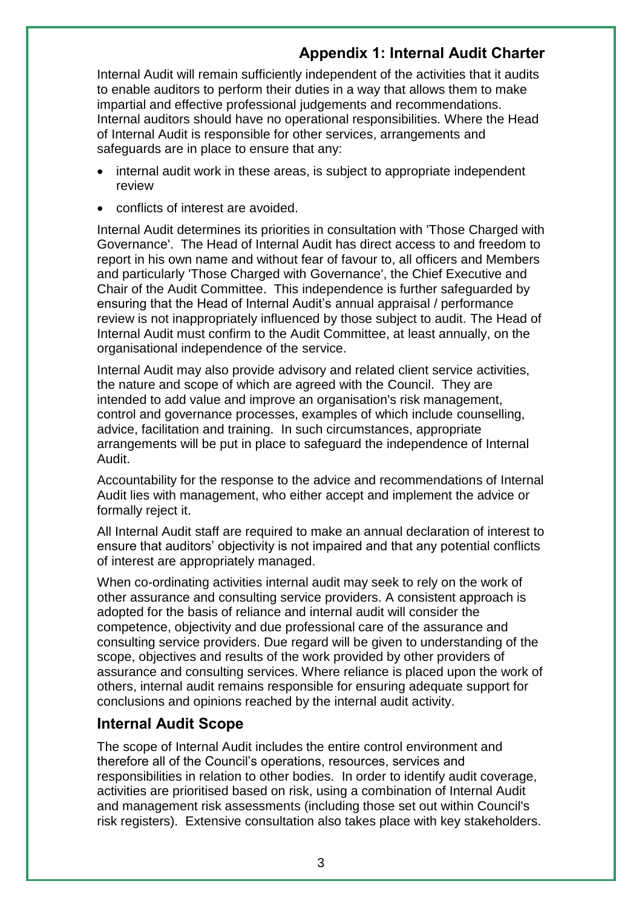## Appendix 1: Internal Audit Charter

Internal Audit will remain sufficiently independent of the activities that it audits to enable auditors to perform their duties in a way that allows them to make impartial and effective professional judgements and recommendations. Internal auditors should have no operational responsibilities. Where the Head of Internal Audit is responsible for other services, arrangements and safeguards are in place to ensure that any:

- internal audit work in these areas, is subject to appropriate independent review
- conflicts of interest are avoided.

Internal Audit determines its priorities in consultation with 'Those Charged with Governance'. The Head of Internal Audit has direct access to and freedom to report in his own name and without fear of favour to, all officers and Members and particularly 'Those Charged with Governance', the Chief Executive and Chair of the Audit Committee. This independence is further safeguarded by ensuring that the Head of Internal Audit's annual appraisal / performance review is not inappropriately influenced by those subject to audit. The Head of Internal Audit must confirm to the Audit Committee, at least annually, on the organisational independence of the service.

Internal Audit may also provide advisory and related client service activities, the nature and scope of which are agreed with the Council. They are intended to add value and improve an organisation's risk management, control and governance processes, examples of which include counselling, advice, facilitation and training. In such circumstances, appropriate arrangements will be put in place to safeguard the independence of Internal Audit.

Accountability for the response to the advice and recommendations of Internal Audit lies with management, who either accept and implement the advice or formally reject it.

All Internal Audit staff are required to make an annual declaration of interest to ensure that auditors' objectivity is not impaired and that any potential conflicts of interest are appropriately managed.

When co-ordinating activities internal audit may seek to rely on the work of other assurance and consulting service providers. A consistent approach is adopted for the basis of reliance and internal audit will consider the competence, objectivity and due professional care of the assurance and consulting service providers. Due regard will be given to understanding of the scope, objectives and results of the work provided by other providers of assurance and consulting services. Where reliance is placed upon the work of others, internal audit remains responsible for ensuring adequate support for conclusions and opinions reached by the internal audit activity.

## Internal Audit Scope

The scope of Internal Audit includes the entire control environment and therefore all of the Council's operations, resources, services and responsibilities in relation to other bodies. In order to identify audit coverage, activities are prioritised based on risk, using a combination of Internal Audit and management risk assessments (including those set out within Council's risk registers). Extensive consultation also takes place with key stakeholders.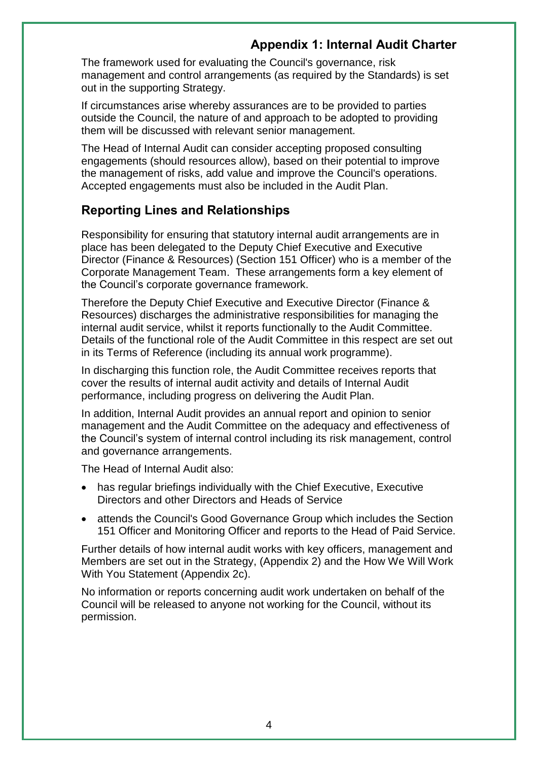## Appendix 1: Internal Audit Charter

The framework used for evaluating the Council's governance, risk management and control arrangements (as required by the Standards) is set out in the supporting Strategy.

If circumstances arise whereby assurances are to be provided to parties outside the Council, the nature of and approach to be adopted to providing them will be discussed with relevant senior management.

The Head of Internal Audit can consider accepting proposed consulting engagements (should resources allow), based on their potential to improve the management of risks, add value and improve the Council's operations. Accepted engagements must also be included in the Audit Plan.

## Reporting Lines and Relationships

Responsibility for ensuring that statutory internal audit arrangements are in place has been delegated to the Deputy Chief Executive and Executive Director (Finance & Resources) (Section 151 Officer) who is a member of the Corporate Management Team. These arrangements form a key element of the Council's corporate governance framework.

Therefore the Deputy Chief Executive and Executive Director (Finance & Resources) discharges the administrative responsibilities for managing the internal audit service, whilst it reports functionally to the Audit Committee. Details of the functional role of the Audit Committee in this respect are set out in its Terms of Reference (including its annual work programme).

In discharging this function role, the Audit Committee receives reports that cover the results of internal audit activity and details of Internal Audit performance, including progress on delivering the Audit Plan.

In addition, Internal Audit provides an annual report and opinion to senior management and the Audit Committee on the adequacy and effectiveness of the Council's system of internal control including its risk management, control and governance arrangements.

The Head of Internal Audit also:

- has regular briefings individually with the Chief Executive, Executive Directors and other Directors and Heads of Service
- attends the Council's Good Governance Group which includes the Section 151 Officer and Monitoring Officer and reports to the Head of Paid Service.

Further details of how internal audit works with key officers, management and Members are set out in the Strategy, (Appendix 2) and the How We Will Work With You Statement (Appendix 2c).

No information or reports concerning audit work undertaken on behalf of the Council will be released to anyone not working for the Council, without its permission.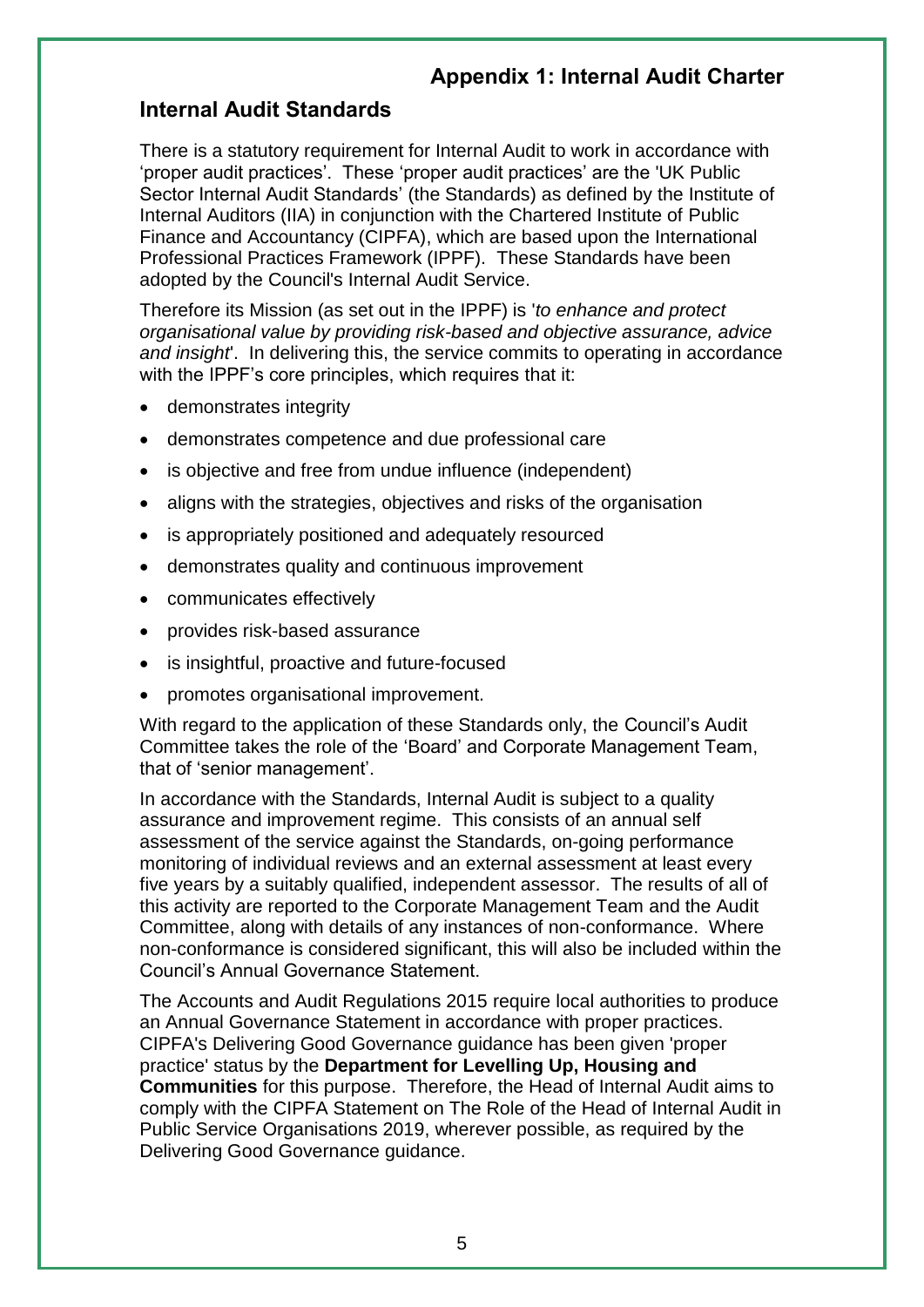# Appendix 1: Internal Audit Charter

## Internal Audit Standards

There is a statutory requirement for Internal Audit to work in accordance with 'proper audit practices'. These 'proper audit practices' are the 'UK Public Sector Internal Audit Standards' (the Standards) as defined by the Institute of Internal Auditors (IIA) in conjunction with the Chartered Institute of Public Finance and Accountancy (CIPFA), which are based upon the International Professional Practices Framework (IPPF). These Standards have been adopted by the Council's Internal Audit Service.

Therefore its Mission (as set out in the IPPF) is '*to enhance and protect organisational value by providing risk-based and objective assurance, advice and insight*'. In delivering this, the service commits to operating in accordance with the IPPF's core principles, which requires that it:

- demonstrates integrity
- demonstrates competence and due professional care
- is objective and free from undue influence (independent)
- aligns with the strategies, objectives and risks of the organisation
- is appropriately positioned and adequately resourced
- demonstrates quality and continuous improvement
- communicates effectively
- provides risk-based assurance
- is insightful, proactive and future-focused
- promotes organisational improvement.

With regard to the application of these Standards only, the Council's Audit Committee takes the role of the 'Board' and Corporate Management Team, that of 'senior management'.

In accordance with the Standards, Internal Audit is subject to a quality assurance and improvement regime. This consists of an annual self assessment of the service against the Standards, on-going performance monitoring of individual reviews and an external assessment at least every five years by a suitably qualified, independent assessor. The results of all of this activity are reported to the Corporate Management Team and the Audit Committee, along with details of any instances of non-conformance. Where non-conformance is considered significant, this will also be included within the Council's Annual Governance Statement.

The Accounts and Audit Regulations 2015 require local authorities to produce an Annual Governance Statement in accordance with proper practices. CIPFA's Delivering Good Governance guidance has been given 'proper practice' status by the **Department for Levelling Up, Housing and Communities** for this purpose. Therefore, the Head of Internal Audit aims to comply with the CIPFA Statement on The Role of the Head of Internal Audit in Public Service Organisations 2019, wherever possible, as required by the Delivering Good Governance guidance.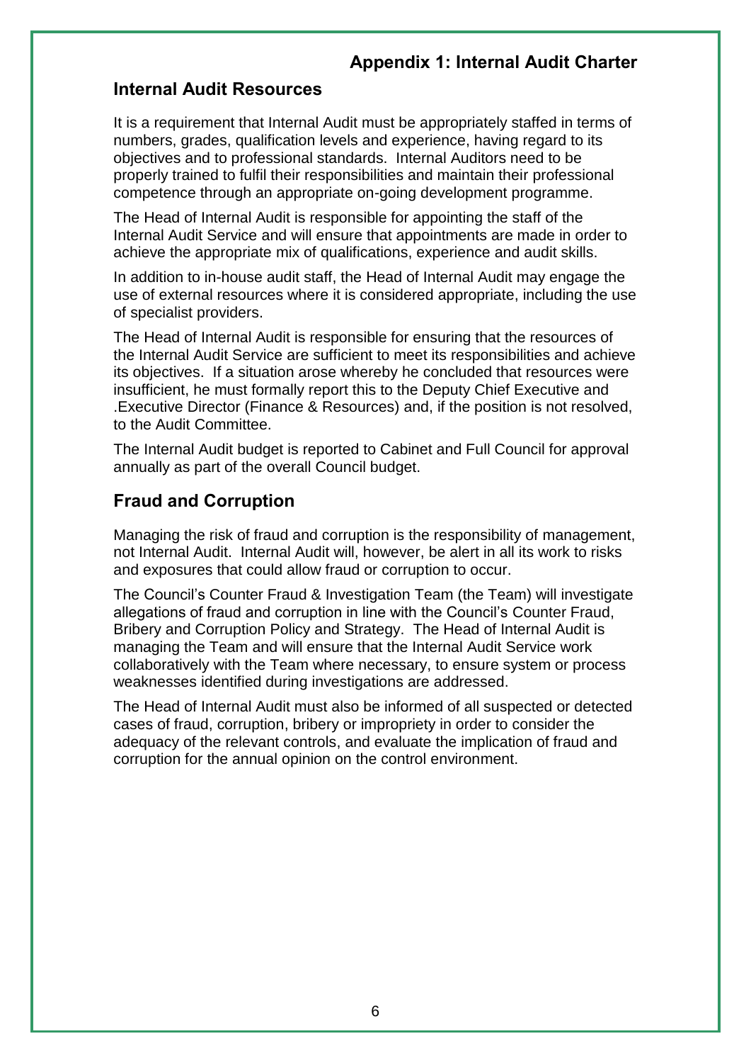## Appendix 1: Internal Audit Charter

## Internal Audit Resources

It is a requirement that Internal Audit must be appropriately staffed in terms of numbers, grades, qualification levels and experience, having regard to its objectives and to professional standards. Internal Auditors need to be properly trained to fulfil their responsibilities and maintain their professional competence through an appropriate on-going development programme.

The Head of Internal Audit is responsible for appointing the staff of the Internal Audit Service and will ensure that appointments are made in order to achieve the appropriate mix of qualifications, experience and audit skills.

In addition to in-house audit staff, the Head of Internal Audit may engage the use of external resources where it is considered appropriate, including the use of specialist providers.

The Head of Internal Audit is responsible for ensuring that the resources of the Internal Audit Service are sufficient to meet its responsibilities and achieve its objectives. If a situation arose whereby he concluded that resources were insufficient, he must formally report this to the Deputy Chief Executive and .Executive Director (Finance & Resources) and, if the position is not resolved, to the Audit Committee.

The Internal Audit budget is reported to Cabinet and Full Council for approval annually as part of the overall Council budget.

## Fraud and Corruption

Managing the risk of fraud and corruption is the responsibility of management, not Internal Audit. Internal Audit will, however, be alert in all its work to risks and exposures that could allow fraud or corruption to occur.

The Council's Counter Fraud & Investigation Team (the Team) will investigate allegations of fraud and corruption in line with the Council's Counter Fraud, Bribery and Corruption Policy and Strategy. The Head of Internal Audit is managing the Team and will ensure that the Internal Audit Service work collaboratively with the Team where necessary, to ensure system or process weaknesses identified during investigations are addressed.

The Head of Internal Audit must also be informed of all suspected or detected cases of fraud, corruption, bribery or impropriety in order to consider the adequacy of the relevant controls, and evaluate the implication of fraud and corruption for the annual opinion on the control environment.